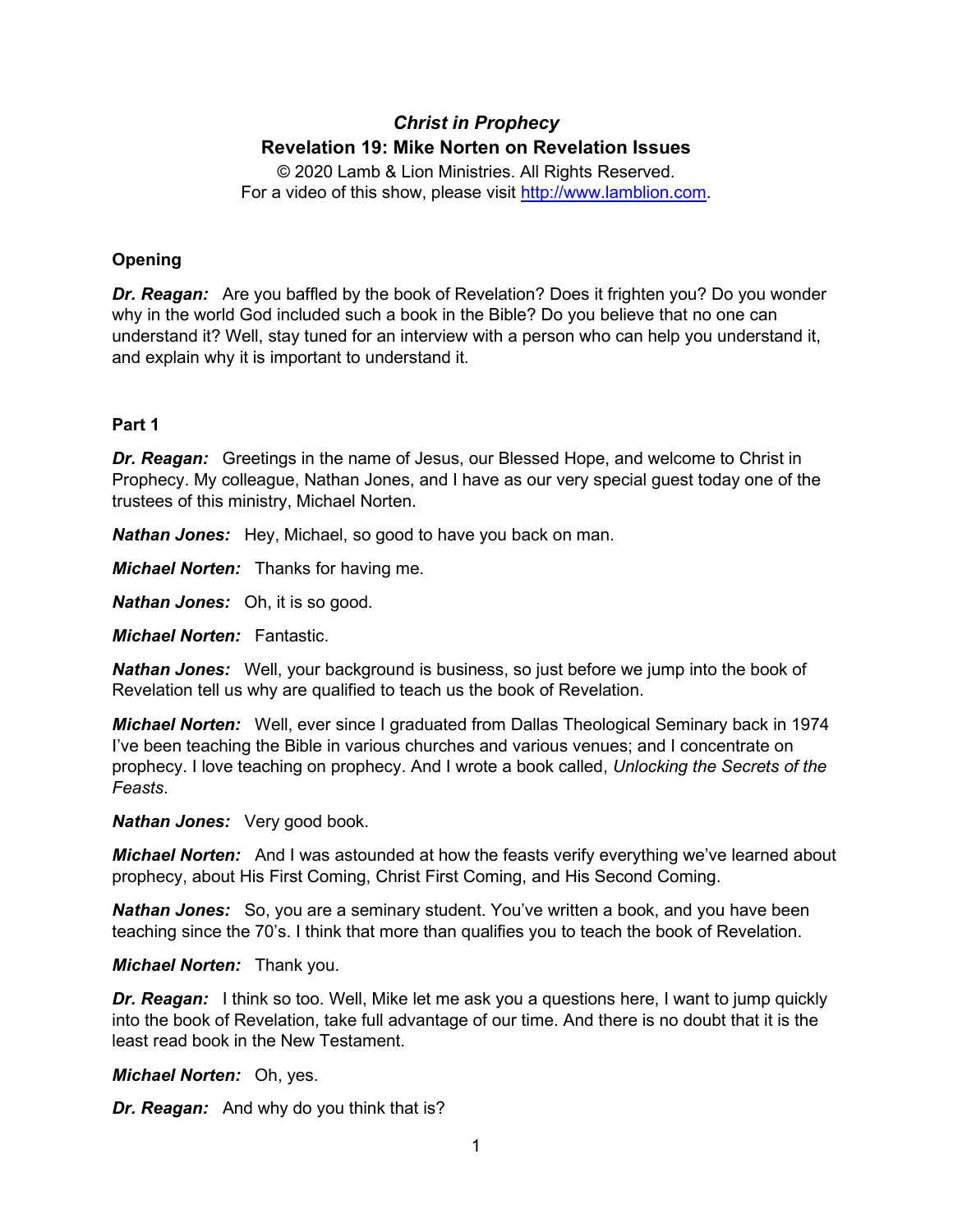# *Christ in Prophecy*

## Revelation 19: Mike Norten on Revelation Issues

© 2020 Lamb & Lion Ministries. All Rights Reserved.
For a video of this show, please visit http://www.lamblion.com.

### Opening

***Dr. Reagan:*** Are you baffled by the book of Revelation? Does it frighten you? Do you wonder why in the world God included such a book in the Bible? Do you believe that no one can understand it? Well, stay tuned for an interview with a person who can help you understand it, and explain why it is important to understand it.

### Part 1

***Dr. Reagan:*** Greetings in the name of Jesus, our Blessed Hope, and welcome to Christ in Prophecy. My colleague, Nathan Jones, and I have as our very special guest today one of the trustees of this ministry, Michael Norten.

***Nathan Jones:*** Hey, Michael, so good to have you back on man.

***Michael Norten:*** Thanks for having me.

***Nathan Jones:*** Oh, it is so good.

***Michael Norten:*** Fantastic.

***Nathan Jones:*** Well, your background is business, so just before we jump into the book of Revelation tell us why are qualified to teach us the book of Revelation.

***Michael Norten:*** Well, ever since I graduated from Dallas Theological Seminary back in 1974 I've been teaching the Bible in various churches and various venues; and I concentrate on prophecy. I love teaching on prophecy. And I wrote a book called, *Unlocking the Secrets of the Feasts*.

***Nathan Jones:*** Very good book.

***Michael Norten:*** And I was astounded at how the feasts verify everything we've learned about prophecy, about His First Coming, Christ First Coming, and His Second Coming.

***Nathan Jones:*** So, you are a seminary student. You've written a book, and you have been teaching since the 70's. I think that more than qualifies you to teach the book of Revelation.

***Michael Norten:*** Thank you.

***Dr. Reagan:*** I think so too. Well, Mike let me ask you a questions here, I want to jump quickly into the book of Revelation, take full advantage of our time. And there is no doubt that it is the least read book in the New Testament.

***Michael Norten:*** Oh, yes.

***Dr. Reagan:*** And why do you think that is?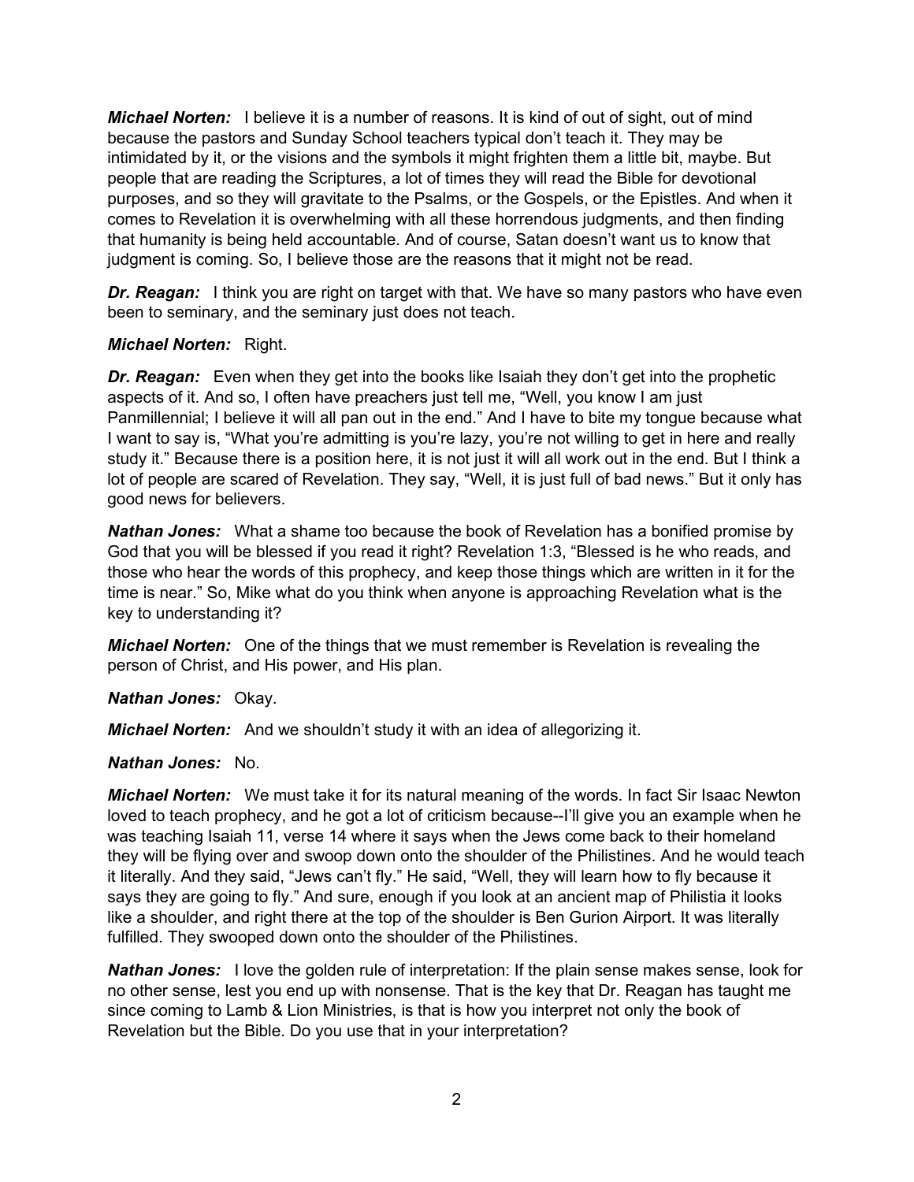***Michael Norten:*** I believe it is a number of reasons. It is kind of out of sight, out of mind because the pastors and Sunday School teachers typical don't teach it. They may be intimidated by it, or the visions and the symbols it might frighten them a little bit, maybe. But people that are reading the Scriptures, a lot of times they will read the Bible for devotional purposes, and so they will gravitate to the Psalms, or the Gospels, or the Epistles. And when it comes to Revelation it is overwhelming with all these horrendous judgments, and then finding that humanity is being held accountable. And of course, Satan doesn't want us to know that judgment is coming. So, I believe those are the reasons that it might not be read.

***Dr. Reagan:*** I think you are right on target with that. We have so many pastors who have even been to seminary, and the seminary just does not teach.

***Michael Norten:*** Right.

***Dr. Reagan:*** Even when they get into the books like Isaiah they don't get into the prophetic aspects of it. And so, I often have preachers just tell me, "Well, you know I am just Panmillennial; I believe it will all pan out in the end." And I have to bite my tongue because what I want to say is, "What you're admitting is you're lazy, you're not willing to get in here and really study it." Because there is a position here, it is not just it will all work out in the end. But I think a lot of people are scared of Revelation. They say, "Well, it is just full of bad news." But it only has good news for believers.

***Nathan Jones:*** What a shame too because the book of Revelation has a bonified promise by God that you will be blessed if you read it right? Revelation 1:3, "Blessed is he who reads, and those who hear the words of this prophecy, and keep those things which are written in it for the time is near." So, Mike what do you think when anyone is approaching Revelation what is the key to understanding it?

***Michael Norten:*** One of the things that we must remember is Revelation is revealing the person of Christ, and His power, and His plan.

***Nathan Jones:*** Okay.

***Michael Norten:*** And we shouldn't study it with an idea of allegorizing it.

***Nathan Jones:*** No.

***Michael Norten:*** We must take it for its natural meaning of the words. In fact Sir Isaac Newton loved to teach prophecy, and he got a lot of criticism because--I'll give you an example when he was teaching Isaiah 11, verse 14 where it says when the Jews come back to their homeland they will be flying over and swoop down onto the shoulder of the Philistines. And he would teach it literally. And they said, "Jews can't fly." He said, "Well, they will learn how to fly because it says they are going to fly." And sure, enough if you look at an ancient map of Philistia it looks like a shoulder, and right there at the top of the shoulder is Ben Gurion Airport. It was literally fulfilled. They swooped down onto the shoulder of the Philistines.

***Nathan Jones:*** I love the golden rule of interpretation: If the plain sense makes sense, look for no other sense, lest you end up with nonsense. That is the key that Dr. Reagan has taught me since coming to Lamb & Lion Ministries, is that is how you interpret not only the book of Revelation but the Bible. Do you use that in your interpretation?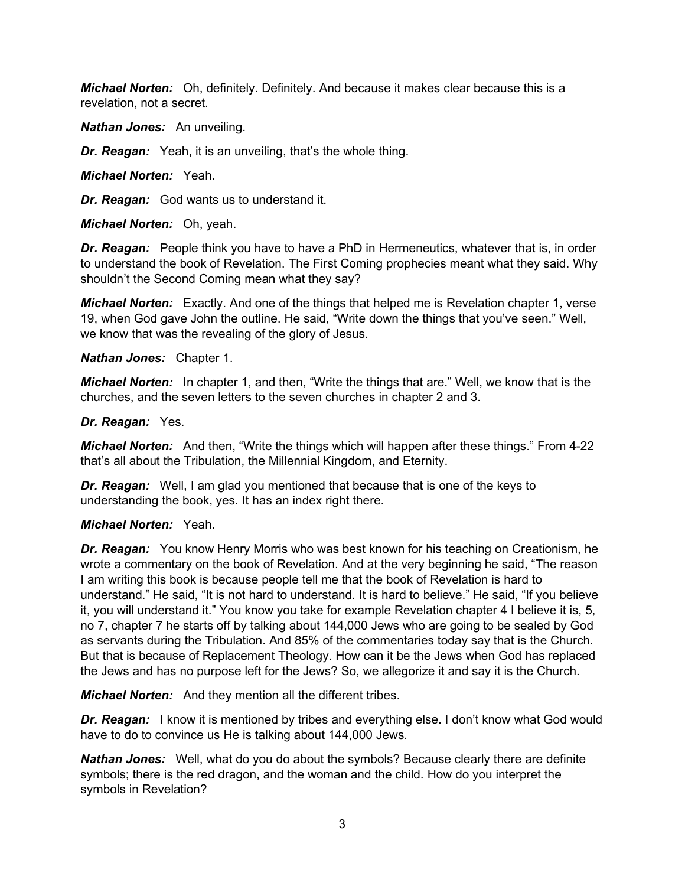***Michael Norten:*** Oh, definitely. Definitely. And because it makes clear because this is a revelation, not a secret.

***Nathan Jones:*** An unveiling.

***Dr. Reagan:*** Yeah, it is an unveiling, that's the whole thing.

***Michael Norten:*** Yeah.

***Dr. Reagan:*** God wants us to understand it.

***Michael Norten:*** Oh, yeah.

***Dr. Reagan:*** People think you have to have a PhD in Hermeneutics, whatever that is, in order to understand the book of Revelation. The First Coming prophecies meant what they said. Why shouldn't the Second Coming mean what they say?

***Michael Norten:*** Exactly. And one of the things that helped me is Revelation chapter 1, verse 19, when God gave John the outline. He said, "Write down the things that you've seen." Well, we know that was the revealing of the glory of Jesus.

***Nathan Jones:*** Chapter 1.

***Michael Norten:*** In chapter 1, and then, "Write the things that are." Well, we know that is the churches, and the seven letters to the seven churches in chapter 2 and 3.

***Dr. Reagan:*** Yes.

***Michael Norten:*** And then, "Write the things which will happen after these things." From 4-22 that's all about the Tribulation, the Millennial Kingdom, and Eternity.

***Dr. Reagan:*** Well, I am glad you mentioned that because that is one of the keys to understanding the book, yes. It has an index right there.

***Michael Norten:*** Yeah.

***Dr. Reagan:*** You know Henry Morris who was best known for his teaching on Creationism, he wrote a commentary on the book of Revelation. And at the very beginning he said, "The reason I am writing this book is because people tell me that the book of Revelation is hard to understand." He said, "It is not hard to understand. It is hard to believe." He said, "If you believe it, you will understand it." You know you take for example Revelation chapter 4 I believe it is, 5, no 7, chapter 7 he starts off by talking about 144,000 Jews who are going to be sealed by God as servants during the Tribulation. And 85% of the commentaries today say that is the Church. But that is because of Replacement Theology. How can it be the Jews when God has replaced the Jews and has no purpose left for the Jews? So, we allegorize it and say it is the Church.

***Michael Norten:*** And they mention all the different tribes.

***Dr. Reagan:*** I know it is mentioned by tribes and everything else. I don't know what God would have to do to convince us He is talking about 144,000 Jews.

***Nathan Jones:*** Well, what do you do about the symbols? Because clearly there are definite symbols; there is the red dragon, and the woman and the child. How do you interpret the symbols in Revelation?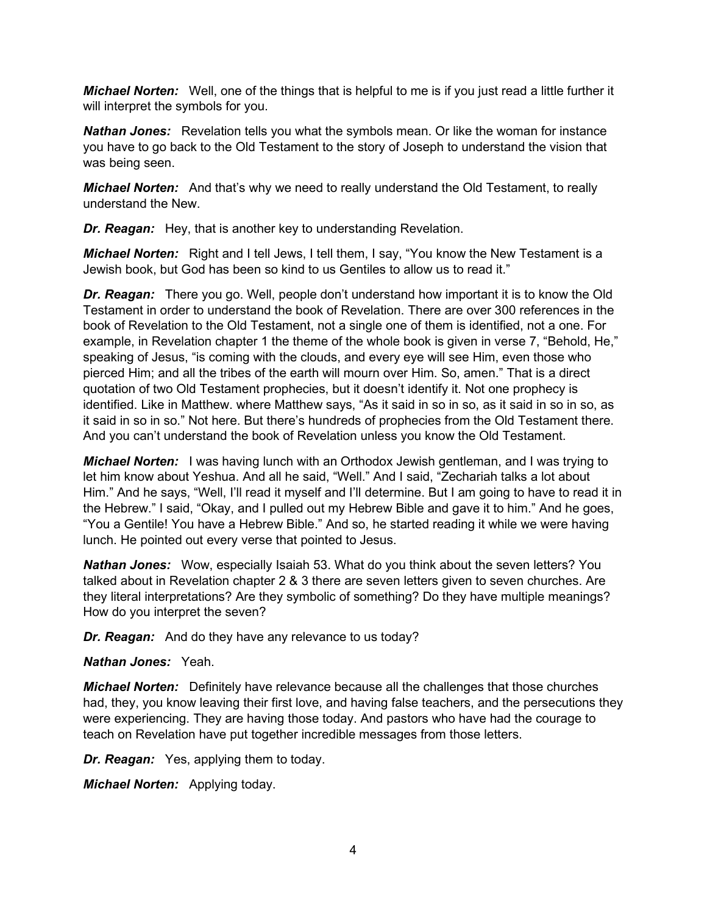***Michael Norten:*** Well, one of the things that is helpful to me is if you just read a little further it will interpret the symbols for you.

***Nathan Jones:*** Revelation tells you what the symbols mean. Or like the woman for instance you have to go back to the Old Testament to the story of Joseph to understand the vision that was being seen.

***Michael Norten:*** And that's why we need to really understand the Old Testament, to really understand the New.

***Dr. Reagan:*** Hey, that is another key to understanding Revelation.

***Michael Norten:*** Right and I tell Jews, I tell them, I say, "You know the New Testament is a Jewish book, but God has been so kind to us Gentiles to allow us to read it."

***Dr. Reagan:*** There you go. Well, people don't understand how important it is to know the Old Testament in order to understand the book of Revelation. There are over 300 references in the book of Revelation to the Old Testament, not a single one of them is identified, not a one. For example, in Revelation chapter 1 the theme of the whole book is given in verse 7, "Behold, He," speaking of Jesus, "is coming with the clouds, and every eye will see Him, even those who pierced Him; and all the tribes of the earth will mourn over Him. So, amen." That is a direct quotation of two Old Testament prophecies, but it doesn't identify it. Not one prophecy is identified. Like in Matthew. where Matthew says, "As it said in so in so, as it said in so in so, as it said in so in so." Not here. But there's hundreds of prophecies from the Old Testament there. And you can't understand the book of Revelation unless you know the Old Testament.

***Michael Norten:*** I was having lunch with an Orthodox Jewish gentleman, and I was trying to let him know about Yeshua. And all he said, "Well." And I said, "Zechariah talks a lot about Him." And he says, "Well, I'll read it myself and I'll determine. But I am going to have to read it in the Hebrew." I said, "Okay, and I pulled out my Hebrew Bible and gave it to him." And he goes, "You a Gentile! You have a Hebrew Bible." And so, he started reading it while we were having lunch. He pointed out every verse that pointed to Jesus.

***Nathan Jones:*** Wow, especially Isaiah 53. What do you think about the seven letters? You talked about in Revelation chapter 2 & 3 there are seven letters given to seven churches. Are they literal interpretations? Are they symbolic of something? Do they have multiple meanings? How do you interpret the seven?

***Dr. Reagan:*** And do they have any relevance to us today?

***Nathan Jones:*** Yeah.

***Michael Norten:*** Definitely have relevance because all the challenges that those churches had, they, you know leaving their first love, and having false teachers, and the persecutions they were experiencing. They are having those today. And pastors who have had the courage to teach on Revelation have put together incredible messages from those letters.

***Dr. Reagan:*** Yes, applying them to today.

***Michael Norten:*** Applying today.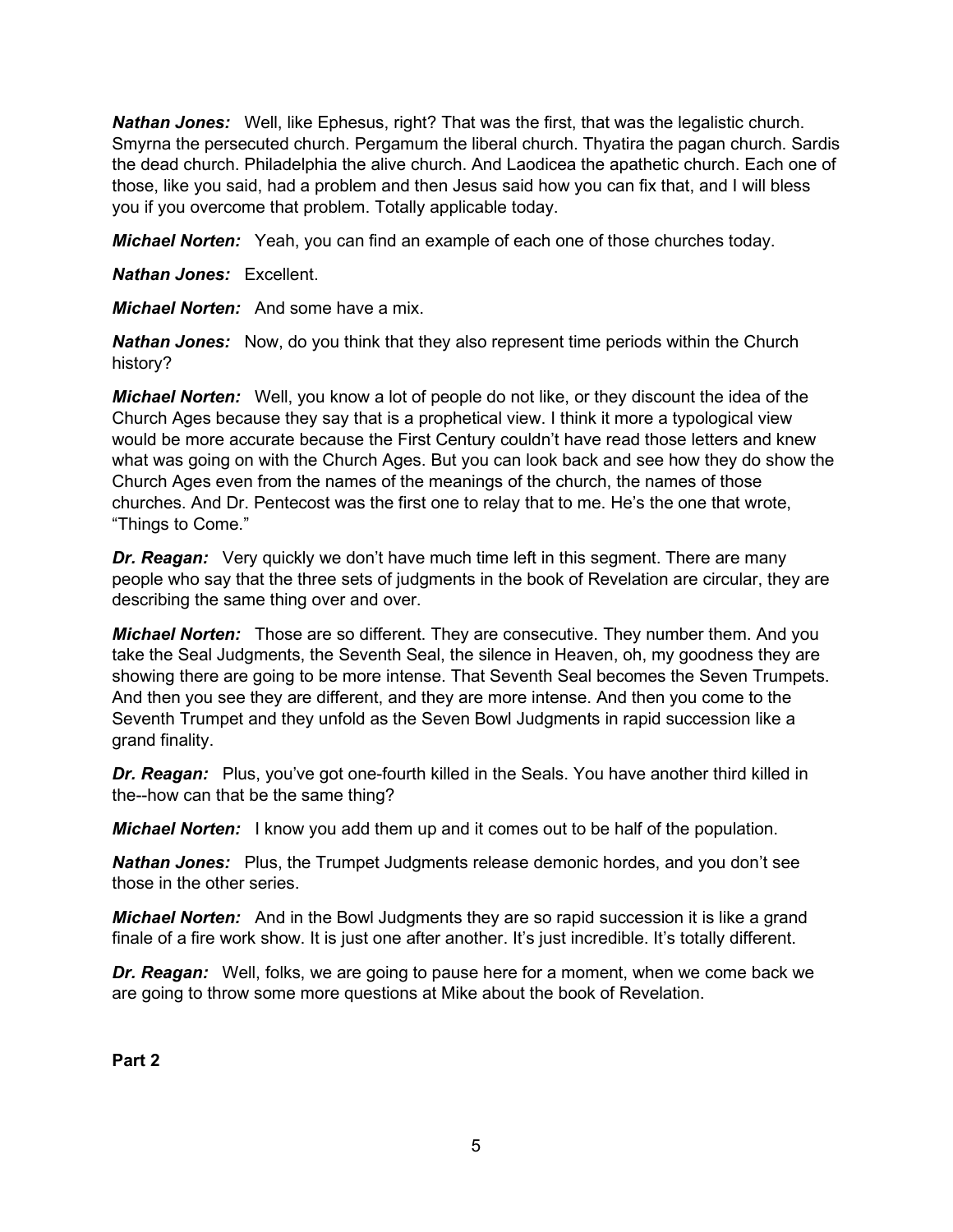***Nathan Jones:*** Well, like Ephesus, right? That was the first, that was the legalistic church. Smyrna the persecuted church. Pergamum the liberal church. Thyatira the pagan church. Sardis the dead church. Philadelphia the alive church. And Laodicea the apathetic church. Each one of those, like you said, had a problem and then Jesus said how you can fix that, and I will bless you if you overcome that problem. Totally applicable today.

***Michael Norten:*** Yeah, you can find an example of each one of those churches today.

***Nathan Jones:*** Excellent.

***Michael Norten:*** And some have a mix.

***Nathan Jones:*** Now, do you think that they also represent time periods within the Church history?

***Michael Norten:*** Well, you know a lot of people do not like, or they discount the idea of the Church Ages because they say that is a prophetical view. I think it more a typological view would be more accurate because the First Century couldn't have read those letters and knew what was going on with the Church Ages. But you can look back and see how they do show the Church Ages even from the names of the meanings of the church, the names of those churches. And Dr. Pentecost was the first one to relay that to me. He's the one that wrote, "Things to Come."

***Dr. Reagan:*** Very quickly we don't have much time left in this segment. There are many people who say that the three sets of judgments in the book of Revelation are circular, they are describing the same thing over and over.

***Michael Norten:*** Those are so different. They are consecutive. They number them. And you take the Seal Judgments, the Seventh Seal, the silence in Heaven, oh, my goodness they are showing there are going to be more intense. That Seventh Seal becomes the Seven Trumpets. And then you see they are different, and they are more intense. And then you come to the Seventh Trumpet and they unfold as the Seven Bowl Judgments in rapid succession like a grand finality.

***Dr. Reagan:*** Plus, you've got one-fourth killed in the Seals. You have another third killed in the--how can that be the same thing?

***Michael Norten:*** I know you add them up and it comes out to be half of the population.

***Nathan Jones:*** Plus, the Trumpet Judgments release demonic hordes, and you don't see those in the other series.

***Michael Norten:*** And in the Bowl Judgments they are so rapid succession it is like a grand finale of a fire work show. It is just one after another. It's just incredible. It's totally different.

***Dr. Reagan:*** Well, folks, we are going to pause here for a moment, when we come back we are going to throw some more questions at Mike about the book of Revelation.

**Part 2**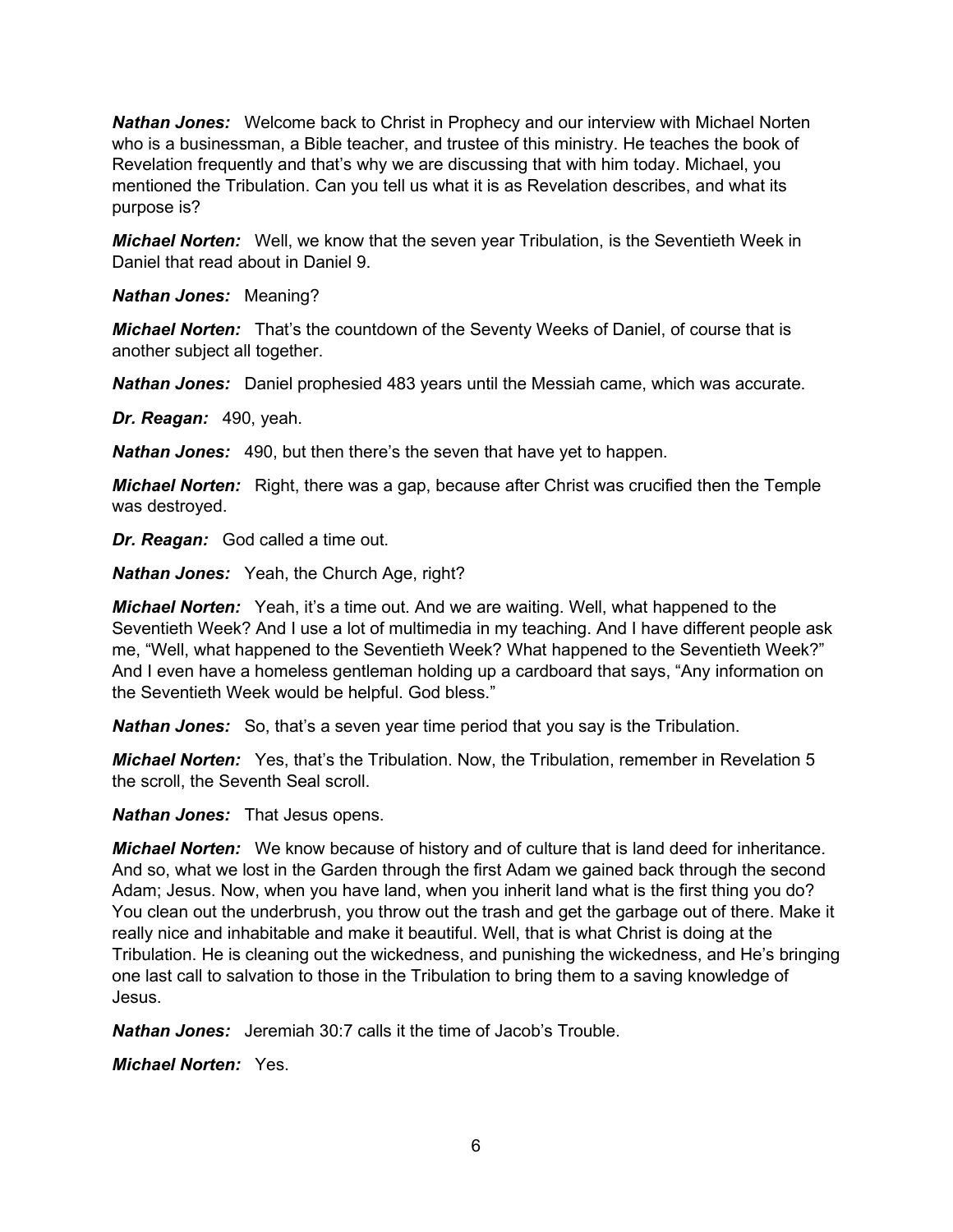***Nathan Jones:*** Welcome back to Christ in Prophecy and our interview with Michael Norten who is a businessman, a Bible teacher, and trustee of this ministry. He teaches the book of Revelation frequently and that's why we are discussing that with him today. Michael, you mentioned the Tribulation. Can you tell us what it is as Revelation describes, and what its purpose is?

***Michael Norten:*** Well, we know that the seven year Tribulation, is the Seventieth Week in Daniel that read about in Daniel 9.

***Nathan Jones:*** Meaning?

***Michael Norten:*** That's the countdown of the Seventy Weeks of Daniel, of course that is another subject all together.

***Nathan Jones:*** Daniel prophesied 483 years until the Messiah came, which was accurate.

***Dr. Reagan:*** 490, yeah.

***Nathan Jones:*** 490, but then there's the seven that have yet to happen.

***Michael Norten:*** Right, there was a gap, because after Christ was crucified then the Temple was destroyed.

***Dr. Reagan:*** God called a time out.

***Nathan Jones:*** Yeah, the Church Age, right?

***Michael Norten:*** Yeah, it's a time out. And we are waiting. Well, what happened to the Seventieth Week? And I use a lot of multimedia in my teaching. And I have different people ask me, "Well, what happened to the Seventieth Week? What happened to the Seventieth Week?" And I even have a homeless gentleman holding up a cardboard that says, "Any information on the Seventieth Week would be helpful. God bless."

***Nathan Jones:*** So, that's a seven year time period that you say is the Tribulation.

***Michael Norten:*** Yes, that's the Tribulation. Now, the Tribulation, remember in Revelation 5 the scroll, the Seventh Seal scroll.

***Nathan Jones:*** That Jesus opens.

***Michael Norten:*** We know because of history and of culture that is land deed for inheritance. And so, what we lost in the Garden through the first Adam we gained back through the second Adam; Jesus. Now, when you have land, when you inherit land what is the first thing you do? You clean out the underbrush, you throw out the trash and get the garbage out of there. Make it really nice and inhabitable and make it beautiful. Well, that is what Christ is doing at the Tribulation. He is cleaning out the wickedness, and punishing the wickedness, and He's bringing one last call to salvation to those in the Tribulation to bring them to a saving knowledge of Jesus.

***Nathan Jones:*** Jeremiah 30:7 calls it the time of Jacob's Trouble.

***Michael Norten:*** Yes.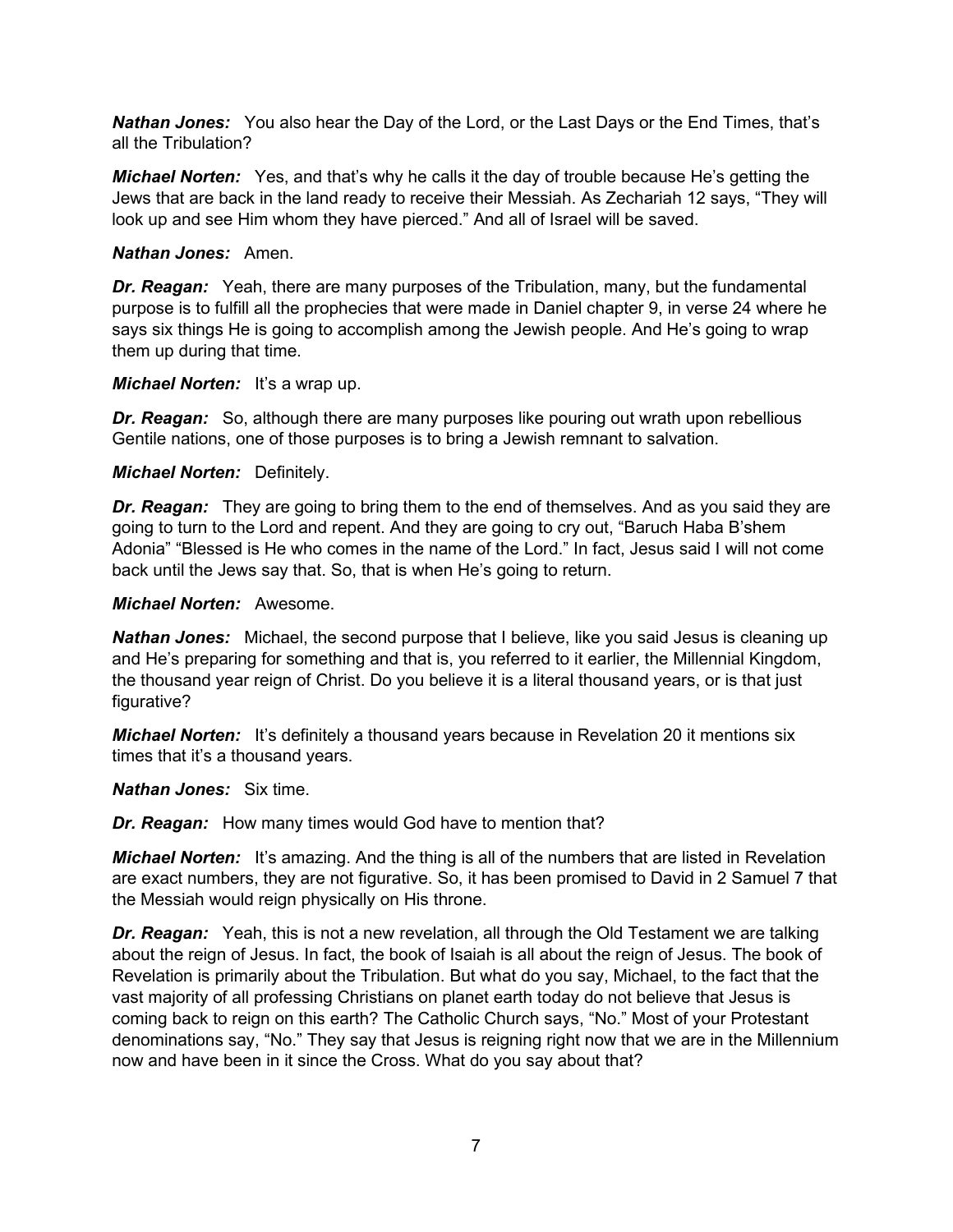***Nathan Jones:*** You also hear the Day of the Lord, or the Last Days or the End Times, that's all the Tribulation?

***Michael Norten:*** Yes, and that's why he calls it the day of trouble because He's getting the Jews that are back in the land ready to receive their Messiah. As Zechariah 12 says, "They will look up and see Him whom they have pierced." And all of Israel will be saved.

***Nathan Jones:*** Amen.

***Dr. Reagan:*** Yeah, there are many purposes of the Tribulation, many, but the fundamental purpose is to fulfill all the prophecies that were made in Daniel chapter 9, in verse 24 where he says six things He is going to accomplish among the Jewish people. And He's going to wrap them up during that time.

***Michael Norten:*** It's a wrap up.

***Dr. Reagan:*** So, although there are many purposes like pouring out wrath upon rebellious Gentile nations, one of those purposes is to bring a Jewish remnant to salvation.

***Michael Norten:*** Definitely.

***Dr. Reagan:*** They are going to bring them to the end of themselves. And as you said they are going to turn to the Lord and repent. And they are going to cry out, "Baruch Haba B'shem Adonia" "Blessed is He who comes in the name of the Lord." In fact, Jesus said I will not come back until the Jews say that. So, that is when He's going to return.

***Michael Norten:*** Awesome.

***Nathan Jones:*** Michael, the second purpose that I believe, like you said Jesus is cleaning up and He's preparing for something and that is, you referred to it earlier, the Millennial Kingdom, the thousand year reign of Christ. Do you believe it is a literal thousand years, or is that just figurative?

***Michael Norten:*** It's definitely a thousand years because in Revelation 20 it mentions six times that it's a thousand years.

***Nathan Jones:*** Six time.

***Dr. Reagan:*** How many times would God have to mention that?

***Michael Norten:*** It's amazing. And the thing is all of the numbers that are listed in Revelation are exact numbers, they are not figurative. So, it has been promised to David in 2 Samuel 7 that the Messiah would reign physically on His throne.

***Dr. Reagan:*** Yeah, this is not a new revelation, all through the Old Testament we are talking about the reign of Jesus. In fact, the book of Isaiah is all about the reign of Jesus. The book of Revelation is primarily about the Tribulation. But what do you say, Michael, to the fact that the vast majority of all professing Christians on planet earth today do not believe that Jesus is coming back to reign on this earth? The Catholic Church says, "No." Most of your Protestant denominations say, "No." They say that Jesus is reigning right now that we are in the Millennium now and have been in it since the Cross. What do you say about that?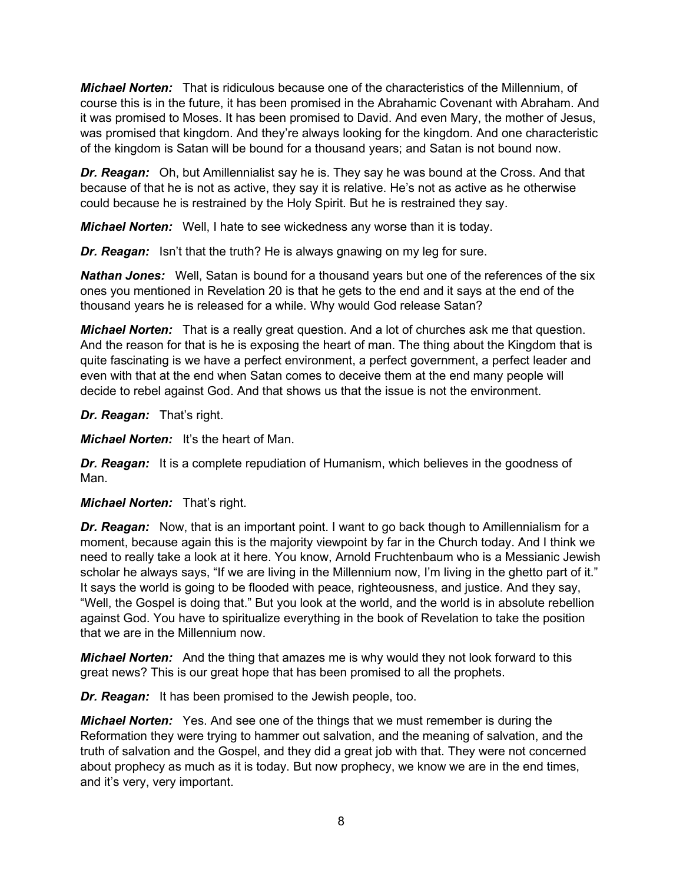***Michael Norten:*** That is ridiculous because one of the characteristics of the Millennium, of course this is in the future, it has been promised in the Abrahamic Covenant with Abraham. And it was promised to Moses. It has been promised to David. And even Mary, the mother of Jesus, was promised that kingdom. And they're always looking for the kingdom. And one characteristic of the kingdom is Satan will be bound for a thousand years; and Satan is not bound now.

***Dr. Reagan:*** Oh, but Amillennialist say he is. They say he was bound at the Cross. And that because of that he is not as active, they say it is relative. He's not as active as he otherwise could because he is restrained by the Holy Spirit. But he is restrained they say.

***Michael Norten:*** Well, I hate to see wickedness any worse than it is today.

***Dr. Reagan:*** Isn't that the truth? He is always gnawing on my leg for sure.

***Nathan Jones:*** Well, Satan is bound for a thousand years but one of the references of the six ones you mentioned in Revelation 20 is that he gets to the end and it says at the end of the thousand years he is released for a while. Why would God release Satan?

***Michael Norten:*** That is a really great question. And a lot of churches ask me that question. And the reason for that is he is exposing the heart of man. The thing about the Kingdom that is quite fascinating is we have a perfect environment, a perfect government, a perfect leader and even with that at the end when Satan comes to deceive them at the end many people will decide to rebel against God. And that shows us that the issue is not the environment.

***Dr. Reagan:*** That's right.

***Michael Norten:*** It's the heart of Man.

***Dr. Reagan:*** It is a complete repudiation of Humanism, which believes in the goodness of Man.

***Michael Norten:*** That's right.

***Dr. Reagan:*** Now, that is an important point. I want to go back though to Amillennialism for a moment, because again this is the majority viewpoint by far in the Church today. And I think we need to really take a look at it here. You know, Arnold Fruchtenbaum who is a Messianic Jewish scholar he always says, "If we are living in the Millennium now, I'm living in the ghetto part of it." It says the world is going to be flooded with peace, righteousness, and justice. And they say, "Well, the Gospel is doing that." But you look at the world, and the world is in absolute rebellion against God. You have to spiritualize everything in the book of Revelation to take the position that we are in the Millennium now.

***Michael Norten:*** And the thing that amazes me is why would they not look forward to this great news? This is our great hope that has been promised to all the prophets.

***Dr. Reagan:*** It has been promised to the Jewish people, too.

***Michael Norten:*** Yes. And see one of the things that we must remember is during the Reformation they were trying to hammer out salvation, and the meaning of salvation, and the truth of salvation and the Gospel, and they did a great job with that. They were not concerned about prophecy as much as it is today. But now prophecy, we know we are in the end times, and it's very, very important.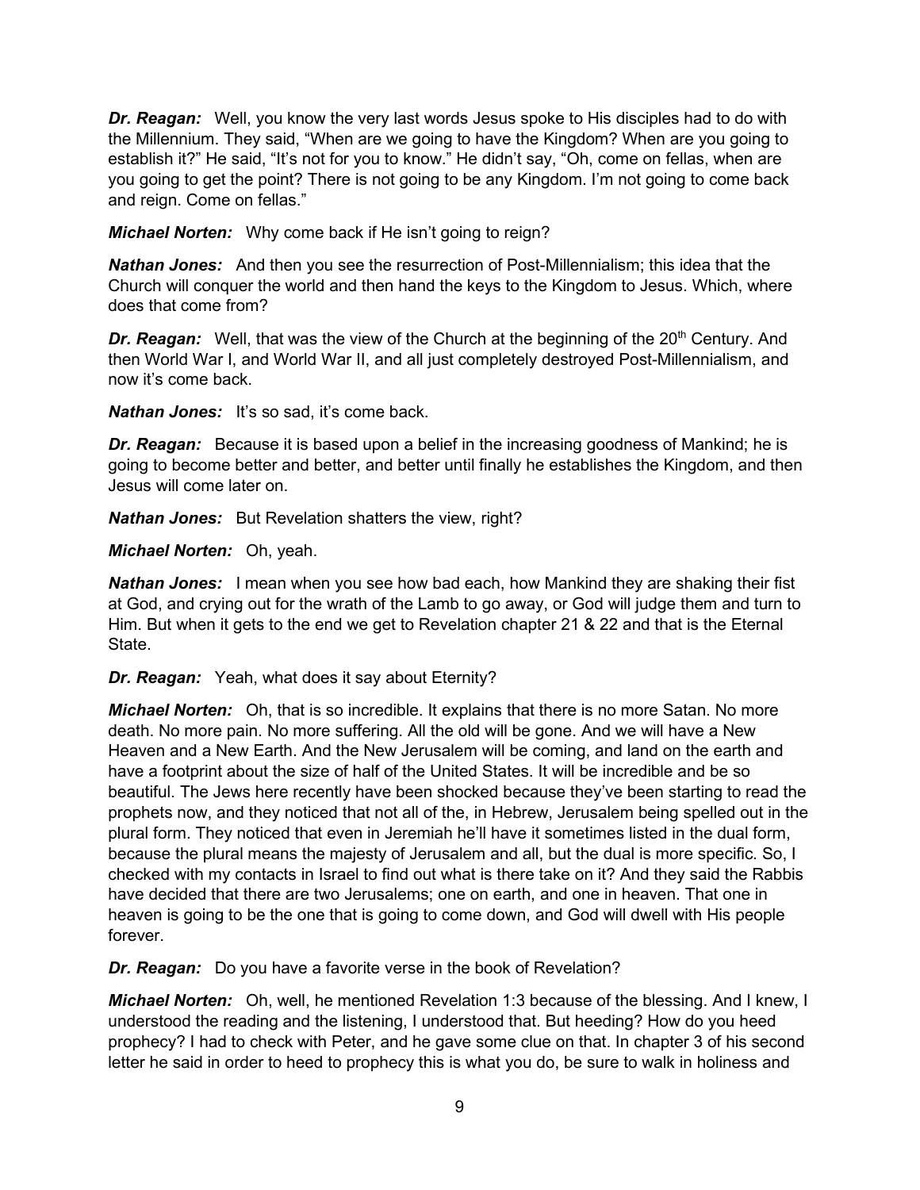***Dr. Reagan:*** Well, you know the very last words Jesus spoke to His disciples had to do with the Millennium. They said, "When are we going to have the Kingdom? When are you going to establish it?" He said, "It's not for you to know." He didn't say, "Oh, come on fellas, when are you going to get the point? There is not going to be any Kingdom. I'm not going to come back and reign. Come on fellas."

***Michael Norten:*** Why come back if He isn't going to reign?

***Nathan Jones:*** And then you see the resurrection of Post-Millennialism; this idea that the Church will conquer the world and then hand the keys to the Kingdom to Jesus. Which, where does that come from?

***Dr. Reagan:*** Well, that was the view of the Church at the beginning of the 20th Century. And then World War I, and World War II, and all just completely destroyed Post-Millennialism, and now it's come back.

***Nathan Jones:*** It's so sad, it's come back.

***Dr. Reagan:*** Because it is based upon a belief in the increasing goodness of Mankind; he is going to become better and better, and better until finally he establishes the Kingdom, and then Jesus will come later on.

***Nathan Jones:*** But Revelation shatters the view, right?

***Michael Norten:*** Oh, yeah.

***Nathan Jones:*** I mean when you see how bad each, how Mankind they are shaking their fist at God, and crying out for the wrath of the Lamb to go away, or God will judge them and turn to Him. But when it gets to the end we get to Revelation chapter 21 & 22 and that is the Eternal State.

***Dr. Reagan:*** Yeah, what does it say about Eternity?

***Michael Norten:*** Oh, that is so incredible. It explains that there is no more Satan. No more death. No more pain. No more suffering. All the old will be gone. And we will have a New Heaven and a New Earth. And the New Jerusalem will be coming, and land on the earth and have a footprint about the size of half of the United States. It will be incredible and be so beautiful. The Jews here recently have been shocked because they've been starting to read the prophets now, and they noticed that not all of the, in Hebrew, Jerusalem being spelled out in the plural form. They noticed that even in Jeremiah he'll have it sometimes listed in the dual form, because the plural means the majesty of Jerusalem and all, but the dual is more specific. So, I checked with my contacts in Israel to find out what is there take on it? And they said the Rabbis have decided that there are two Jerusalems; one on earth, and one in heaven. That one in heaven is going to be the one that is going to come down, and God will dwell with His people forever.

***Dr. Reagan:*** Do you have a favorite verse in the book of Revelation?

***Michael Norten:*** Oh, well, he mentioned Revelation 1:3 because of the blessing. And I knew, I understood the reading and the listening, I understood that. But heeding? How do you heed prophecy? I had to check with Peter, and he gave some clue on that. In chapter 3 of his second letter he said in order to heed to prophecy this is what you do, be sure to walk in holiness and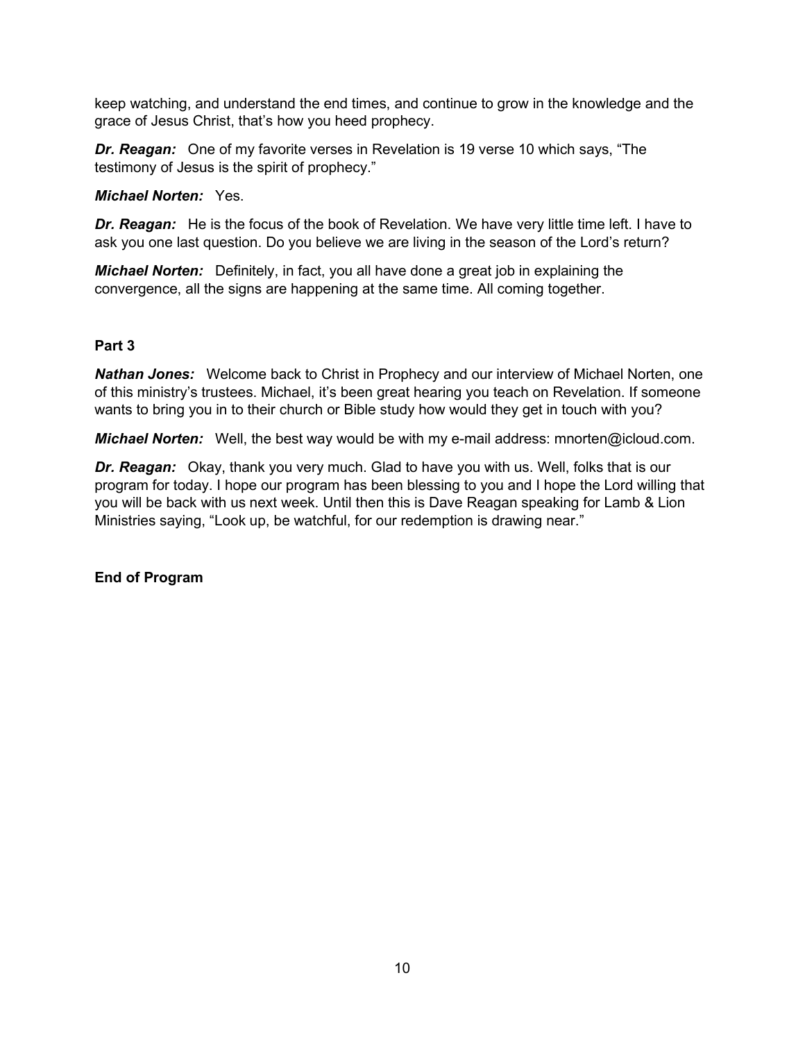keep watching, and understand the end times, and continue to grow in the knowledge and the grace of Jesus Christ, that's how you heed prophecy.

***Dr. Reagan:*** One of my favorite verses in Revelation is 19 verse 10 which says, "The testimony of Jesus is the spirit of prophecy."

***Michael Norten:*** Yes.

***Dr. Reagan:*** He is the focus of the book of Revelation. We have very little time left. I have to ask you one last question. Do you believe we are living in the season of the Lord's return?

***Michael Norten:*** Definitely, in fact, you all have done a great job in explaining the convergence, all the signs are happening at the same time. All coming together.

**Part 3**

***Nathan Jones:*** Welcome back to Christ in Prophecy and our interview of Michael Norten, one of this ministry's trustees. Michael, it's been great hearing you teach on Revelation. If someone wants to bring you in to their church or Bible study how would they get in touch with you?

***Michael Norten:*** Well, the best way would be with my e-mail address: mnorten@icloud.com.

***Dr. Reagan:*** Okay, thank you very much. Glad to have you with us. Well, folks that is our program for today. I hope our program has been blessing to you and I hope the Lord willing that you will be back with us next week. Until then this is Dave Reagan speaking for Lamb & Lion Ministries saying, "Look up, be watchful, for our redemption is drawing near."

**End of Program**